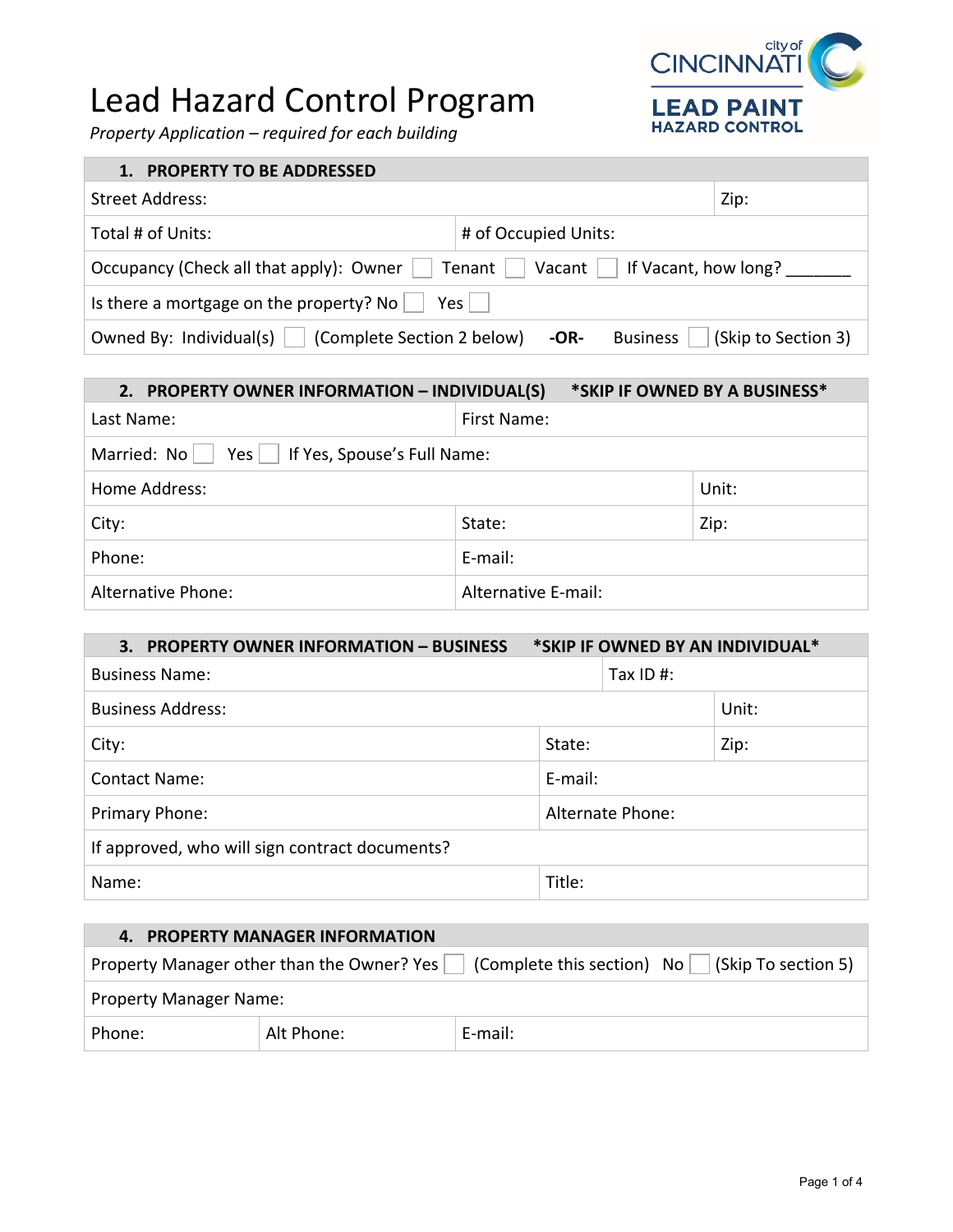# Lead Hazard Control Program

*Property Application – required for each building*

city of CINCINNATI
LEAD PAINT HAZARD CONTROL

| 1. PROPERTY TO BE ADDRESSED | |
|---|---|
| Street Address: | Zip: |
| Total # of Units: | # of Occupied Units: |
| Occupancy (Check all that apply): Owner ☐ Tenant ☐ Vacant ☐ If Vacant, how long? _______ | |
| Is there a mortgage on the property? No ☐ Yes ☐ | |
| Owned By: Individual(s) ☐ (Complete Section 2 below) **-OR-** Business ☐ (Skip to Section 3) | |

| 2. PROPERTY OWNER INFORMATION – INDIVIDUAL(S) *SKIP IF OWNED BY A BUSINESS* | | |
|---|---|---|
| Last Name: | First Name: | |
| Married: No ☐ Yes ☐ If Yes, Spouse's Full Name: | | |
| Home Address: | | Unit: |
| City: | State: | Zip: |
| Phone: | E-mail: | |
| Alternative Phone: | Alternative E-mail: | |

| 3. PROPERTY OWNER INFORMATION – BUSINESS *SKIP IF OWNED BY AN INDIVIDUAL* | | |
|---|---|---|
| Business Name: | Tax ID #: | |
| Business Address: | | Unit: |
| City: | State: | Zip: |
| Contact Name: | E-mail: | |
| Primary Phone: | Alternate Phone: | |
| If approved, who will sign contract documents? | | |
| Name: | Title: | |

| 4. PROPERTY MANAGER INFORMATION | | |
|---|---|---|
| Property Manager other than the Owner? Yes ☐ (Complete this section) No ☐ (Skip To section 5) | | |
| Property Manager Name: | | |
| Phone: | Alt Phone: | E-mail: |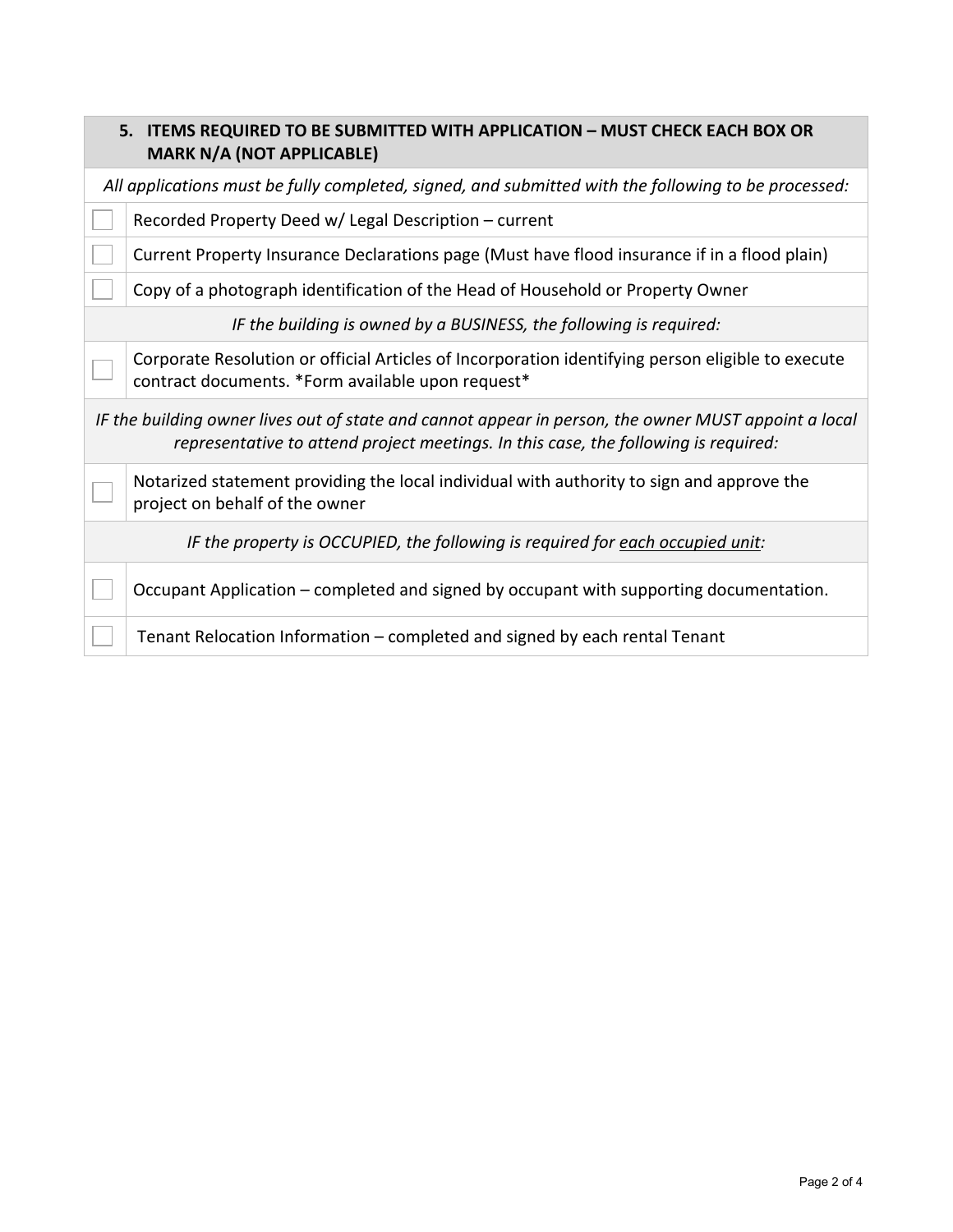## 5. ITEMS REQUIRED TO BE SUBMITTED WITH APPLICATION – MUST CHECK EACH BOX OR MARK N/A (NOT APPLICABLE)

*All applications must be fully completed, signed, and submitted with the following to be processed:*

| | |
|---|---|
| ☐ | Recorded Property Deed w/ Legal Description – current |
| ☐ | Current Property Insurance Declarations page (Must have flood insurance if in a flood plain) |
| ☐ | Copy of a photograph identification of the Head of Household or Property Owner |

*IF the building is owned by a BUSINESS, the following is required:*

| | |
|---|---|
| ☐ | Corporate Resolution or official Articles of Incorporation identifying person eligible to execute contract documents. *Form available upon request* |

*IF the building owner lives out of state and cannot appear in person, the owner MUST appoint a local representative to attend project meetings. In this case, the following is required:*

| | |
|---|---|
| ☐ | Notarized statement providing the local individual with authority to sign and approve the project on behalf of the owner |

*IF the property is OCCUPIED, the following is required for each occupied unit:*

| | |
|---|---|
| ☐ | Occupant Application – completed and signed by occupant with supporting documentation. |
| ☐ | Tenant Relocation Information – completed and signed by each rental Tenant |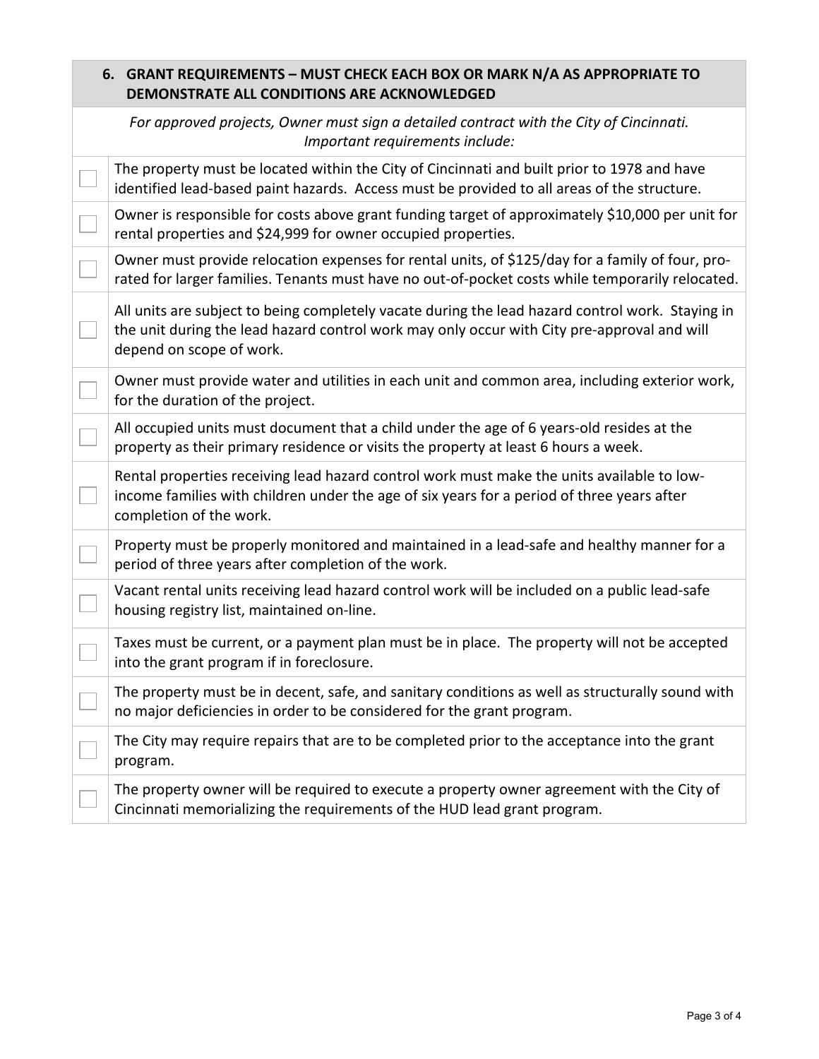## 6. GRANT REQUIREMENTS – MUST CHECK EACH BOX OR MARK N/A AS APPROPRIATE TO DEMONSTRATE ALL CONDITIONS ARE ACKNOWLEDGED

*For approved projects, Owner must sign a detailed contract with the City of Cincinnati. Important requirements include:*

| | |
|---|---|
| ☐ | The property must be located within the City of Cincinnati and built prior to 1978 and have identified lead-based paint hazards. Access must be provided to all areas of the structure. |
| ☐ | Owner is responsible for costs above grant funding target of approximately $10,000 per unit for rental properties and $24,999 for owner occupied properties. |
| ☐ | Owner must provide relocation expenses for rental units, of $125/day for a family of four, pro-rated for larger families. Tenants must have no out-of-pocket costs while temporarily relocated. |
| ☐ | All units are subject to being completely vacate during the lead hazard control work. Staying in the unit during the lead hazard control work may only occur with City pre-approval and will depend on scope of work. |
| ☐ | Owner must provide water and utilities in each unit and common area, including exterior work, for the duration of the project. |
| ☐ | All occupied units must document that a child under the age of 6 years-old resides at the property as their primary residence or visits the property at least 6 hours a week. |
| ☐ | Rental properties receiving lead hazard control work must make the units available to low-income families with children under the age of six years for a period of three years after completion of the work. |
| ☐ | Property must be properly monitored and maintained in a lead-safe and healthy manner for a period of three years after completion of the work. |
| ☐ | Vacant rental units receiving lead hazard control work will be included on a public lead-safe housing registry list, maintained on-line. |
| ☐ | Taxes must be current, or a payment plan must be in place. The property will not be accepted into the grant program if in foreclosure. |
| ☐ | The property must be in decent, safe, and sanitary conditions as well as structurally sound with no major deficiencies in order to be considered for the grant program. |
| ☐ | The City may require repairs that are to be completed prior to the acceptance into the grant program. |
| ☐ | The property owner will be required to execute a property owner agreement with the City of Cincinnati memorializing the requirements of the HUD lead grant program. |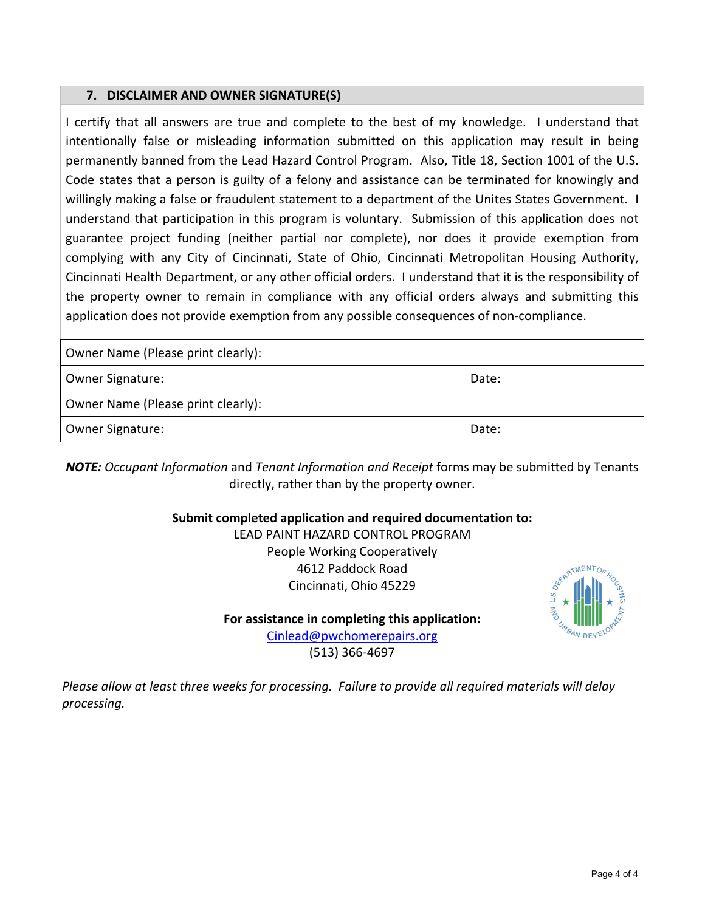## 7. DISCLAIMER AND OWNER SIGNATURE(S)

I certify that all answers are true and complete to the best of my knowledge. I understand that intentionally false or misleading information submitted on this application may result in being permanently banned from the Lead Hazard Control Program. Also, Title 18, Section 1001 of the U.S. Code states that a person is guilty of a felony and assistance can be terminated for knowingly and willingly making a false or fraudulent statement to a department of the Unites States Government. I understand that participation in this program is voluntary. Submission of this application does not guarantee project funding (neither partial nor complete), nor does it provide exemption from complying with any City of Cincinnati, State of Ohio, Cincinnati Metropolitan Housing Authority, Cincinnati Health Department, or any other official orders. I understand that it is the responsibility of the property owner to remain in compliance with any official orders always and submitting this application does not provide exemption from any possible consequences of non-compliance.

| | |
|---|---|
| Owner Name (Please print clearly): | |
| Owner Signature: | Date: |
| Owner Name (Please print clearly): | |
| Owner Signature: | Date: |

***NOTE:*** *Occupant Information* and *Tenant Information and Receipt* forms may be submitted by Tenants directly, rather than by the property owner.

**Submit completed application and required documentation to:**

LEAD PAINT HAZARD CONTROL PROGRAM
People Working Cooperatively
4612 Paddock Road
Cincinnati, Ohio 45229

**For assistance in completing this application:**

Cinlead@pwchomerepairs.org
(513) 366-4697

*Please allow at least three weeks for processing. Failure to provide all required materials will delay processing.*